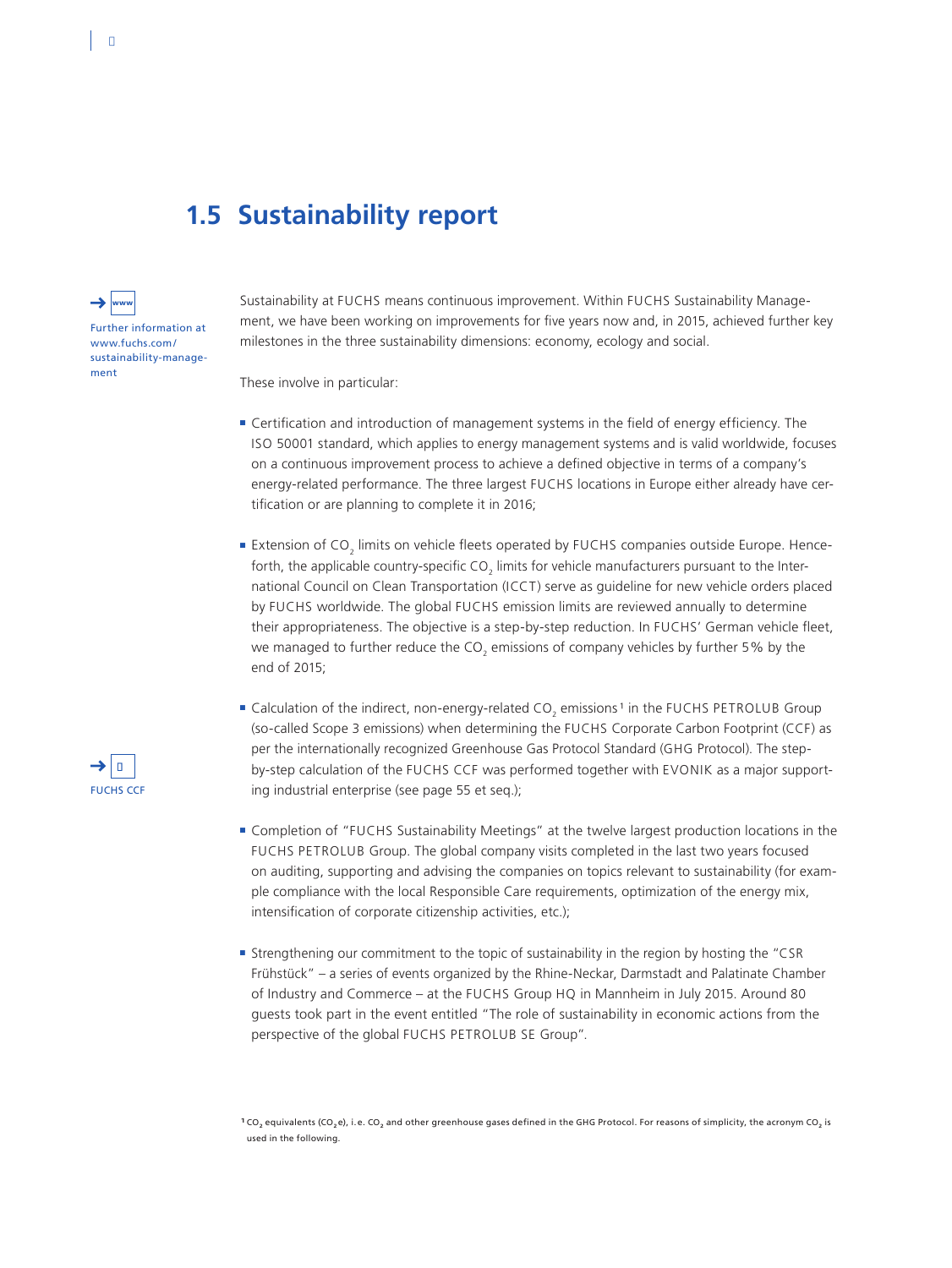# 1.5 Sustainability report

Further information at www.fuchs.com/sustainability-management

Sustainability at FUCHS means continuous improvement. Within FUCHS Sustainability Management, we have been working on improvements for five years now and, in 2015, achieved further key milestones in the three sustainability dimensions: economy, ecology and social.

These involve in particular:

- Certification and introduction of management systems in the field of energy efficiency. The ISO 50001 standard, which applies to energy management systems and is valid worldwide, focuses on a continuous improvement process to achieve a defined objective in terms of a company's energy-related performance. The three largest FUCHS locations in Europe either already have certification or are planning to complete it in 2016;

- Extension of $CO_2$ limits on vehicle fleets operated by FUCHS companies outside Europe. Henceforth, the applicable country-specific $CO_2$ limits for vehicle manufacturers pursuant to the International Council on Clean Transportation (ICCT) serve as guideline for new vehicle orders placed by FUCHS worldwide. The global FUCHS emission limits are reviewed annually to determine their appropriateness. The objective is a step-by-step reduction. In FUCHS' German vehicle fleet, we managed to further reduce the $CO_2$ emissions of company vehicles by further 5% by the end of 2015;

- Calculation of the indirect, non-energy-related $CO_2$ emissions[1] in the FUCHS PETROLUB Group (so-called Scope 3 emissions) when determining the FUCHS Corporate Carbon Footprint (CCF) as per the internationally recognized Greenhouse Gas Protocol Standard (GHG Protocol). The step-by-step calculation of the FUCHS CCF was performed together with EVONIK as a major supporting industrial enterprise (see page 55 et seq.);

FUCHS CCF

- Completion of "FUCHS Sustainability Meetings" at the twelve largest production locations in the FUCHS PETROLUB Group. The global company visits completed in the last two years focused on auditing, supporting and advising the companies on topics relevant to sustainability (for example compliance with the local Responsible Care requirements, optimization of the energy mix, intensification of corporate citizenship activities, etc.);

- Strengthening our commitment to the topic of sustainability in the region by hosting the "CSR Frühstück" – a series of events organized by the Rhine-Neckar, Darmstadt and Palatinate Chamber of Industry and Commerce – at the FUCHS Group HQ in Mannheim in July 2015. Around 80 guests took part in the event entitled "The role of sustainability in economic actions from the perspective of the global FUCHS PETROLUB SE Group".

[1] $CO_2$ equivalents ($CO_2e$), i.e. $CO_2$ and other greenhouse gases defined in the GHG Protocol. For reasons of simplicity, the acronym $CO_2$ is used in the following.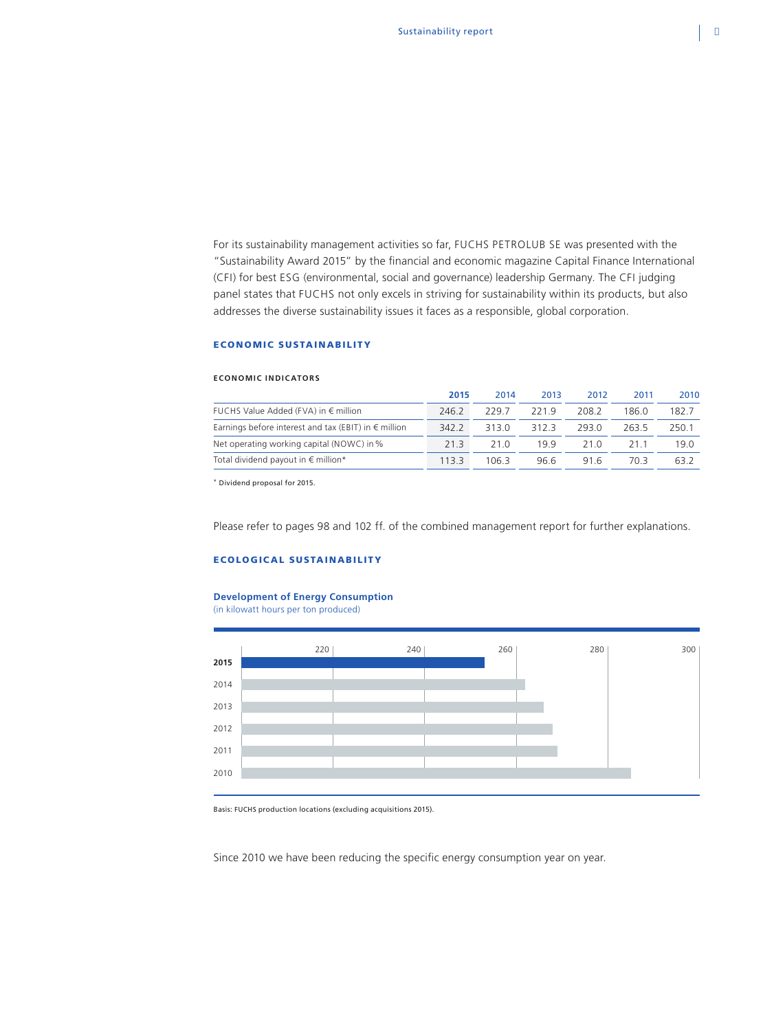For its sustainability management activities so far, FUCHS PETROLUB SE was presented with the "Sustainability Award 2015" by the financial and economic magazine Capital Finance International (CFI) for best ESG (environmental, social and governance) leadership Germany. The CFI judging panel states that FUCHS not only excels in striving for sustainability within its products, but also addresses the diverse sustainability issues it faces as a responsible, global corporation.

## ECONOMIC SUSTAINABILITY

### ECONOMIC INDICATORS

| | 2015 | 2014 | 2013 | 2012 | 2011 | 2010 |
|---|---|---|---|---|---|---|
| FUCHS Value Added (FVA) in € million | 246.2 | 229.7 | 221.9 | 208.2 | 186.0 | 182.7 |
| Earnings before interest and tax (EBIT) in € million | 342.2 | 313.0 | 312.3 | 293.0 | 263.5 | 250.1 |
| Net operating working capital (NOWC) in % | 21.3 | 21.0 | 19.9 | 21.0 | 21.1 | 19.0 |
| Total dividend payout in € million* | 113.3 | 106.3 | 96.6 | 91.6 | 70.3 | 63.2 |

* Dividend proposal for 2015.

Please refer to pages 98 and 102 ff. of the combined management report for further explanations.

## ECOLOGICAL SUSTAINABILITY

**Development of Energy Consumption**
(in kilowatt hours per ton produced)

| Year | |
|---|---|
| 2015 | |
| 2014 | |
| 2013 | |
| 2012 | |
| 2011 | |
| 2010 | |

Axis: 220, 240, 260, 280, 300

Basis: FUCHS production locations (excluding acquisitions 2015).

Since 2010 we have been reducing the specific energy consumption year on year.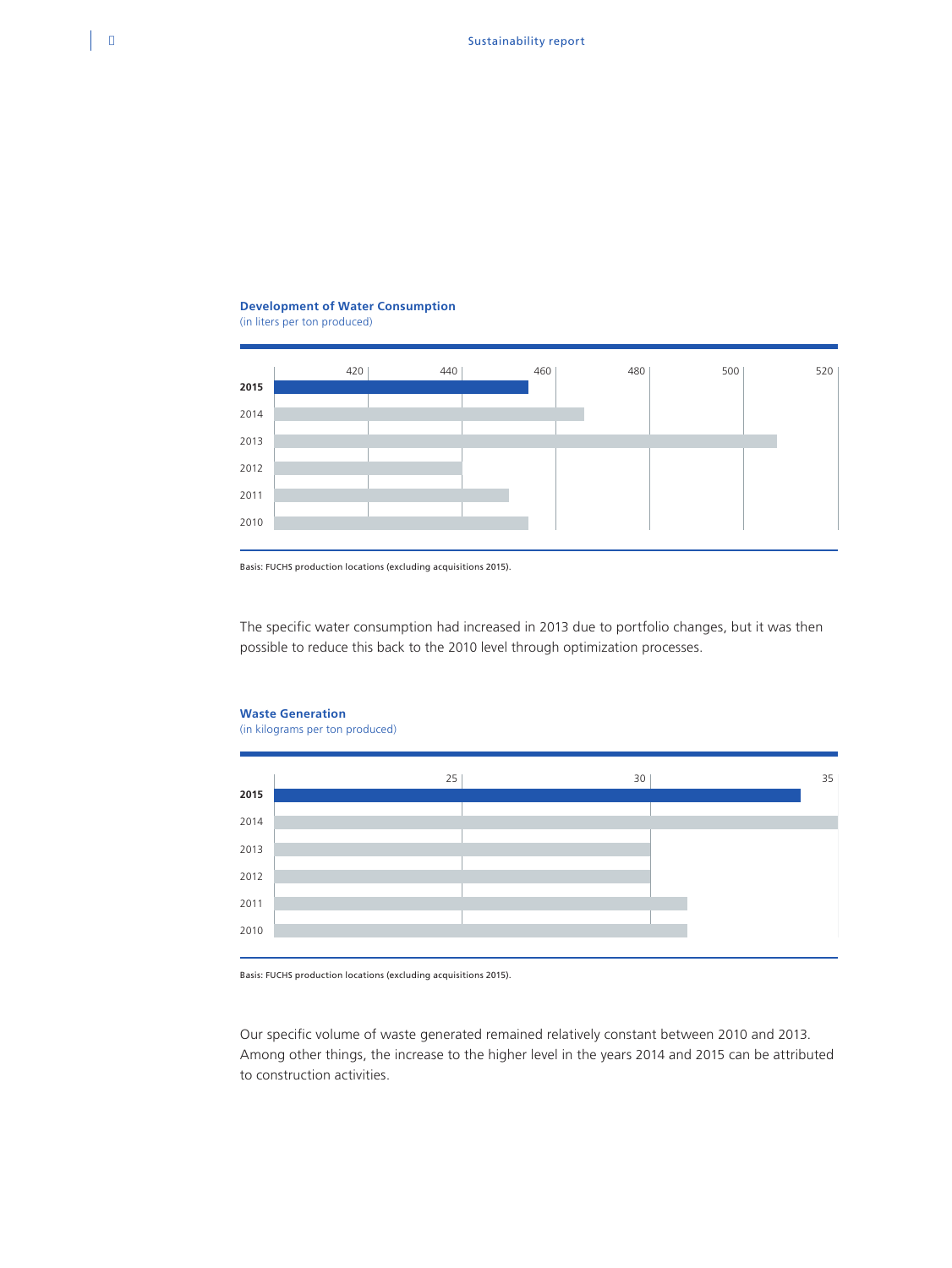**Development of Water Consumption**
(in liters per ton produced)

| Year | Value |
|---|---|
| **2015** | ~454 |
| 2014 | ~460 |
| 2013 | ~501 |
| 2012 | ~440 |
| 2011 | ~450 |
| 2010 | ~454 |

Basis: FUCHS production locations (excluding acquisitions 2015).

The specific water consumption had increased in 2013 due to portfolio changes, but it was then possible to reduce this back to the 2010 level through optimization processes.

**Waste Generation**
(in kilograms per ton produced)

| Year | Value |
|---|---|
| **2015** | ~34 |
| 2014 | ~35 |
| 2013 | ~30 |
| 2012 | ~30 |
| 2011 | ~31 |
| 2010 | ~31 |

Basis: FUCHS production locations (excluding acquisitions 2015).

Our specific volume of waste generated remained relatively constant between 2010 and 2013. Among other things, the increase to the higher level in the years 2014 and 2015 can be attributed to construction activities.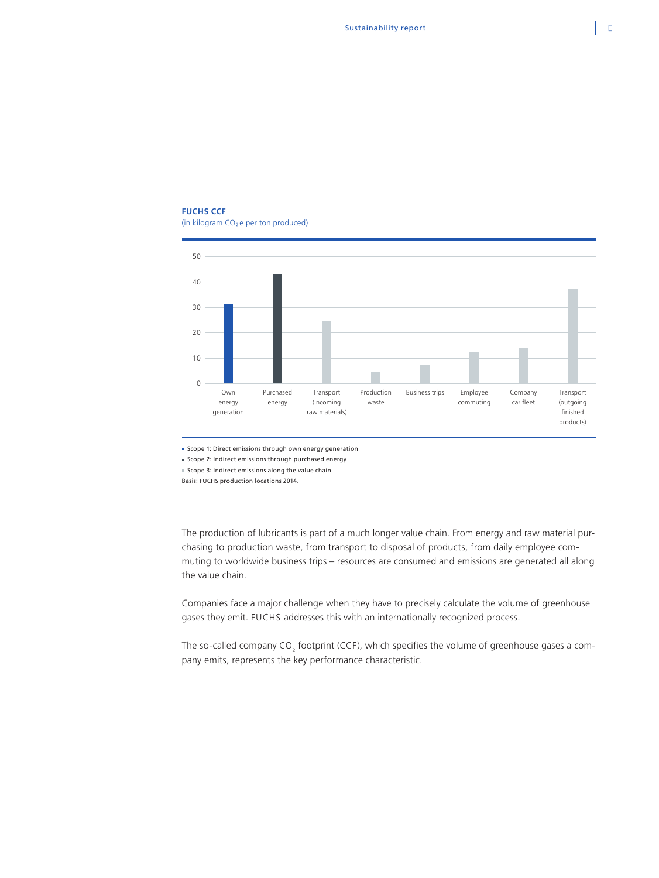**FUCHS CCF**
(in kilogram $CO_2e$ per ton produced)

| Category | Scope |
| --- | --- |
| Own energy generation | Scope 1 |
| Purchased energy | Scope 2 |
| Transport (incoming raw materials) | Scope 3 |
| Production waste | Scope 3 |
| Business trips | Scope 3 |
| Employee commuting | Scope 3 |
| Company car fleet | Scope 3 |
| Transport (outgoing finished products) | Scope 3 |

- Scope 1: Direct emissions through own energy generation
- Scope 2: Indirect emissions through purchased energy
- Scope 3: Indirect emissions along the value chain

Basis: FUCHS production locations 2014.

The production of lubricants is part of a much longer value chain. From energy and raw material purchasing to production waste, from transport to disposal of products, from daily employee commuting to worldwide business trips – resources are consumed and emissions are generated all along the value chain.

Companies face a major challenge when they have to precisely calculate the volume of greenhouse gases they emit. FUCHS addresses this with an internationally recognized process.

The so-called company $CO_2$ footprint (CCF), which specifies the volume of greenhouse gases a company emits, represents the key performance characteristic.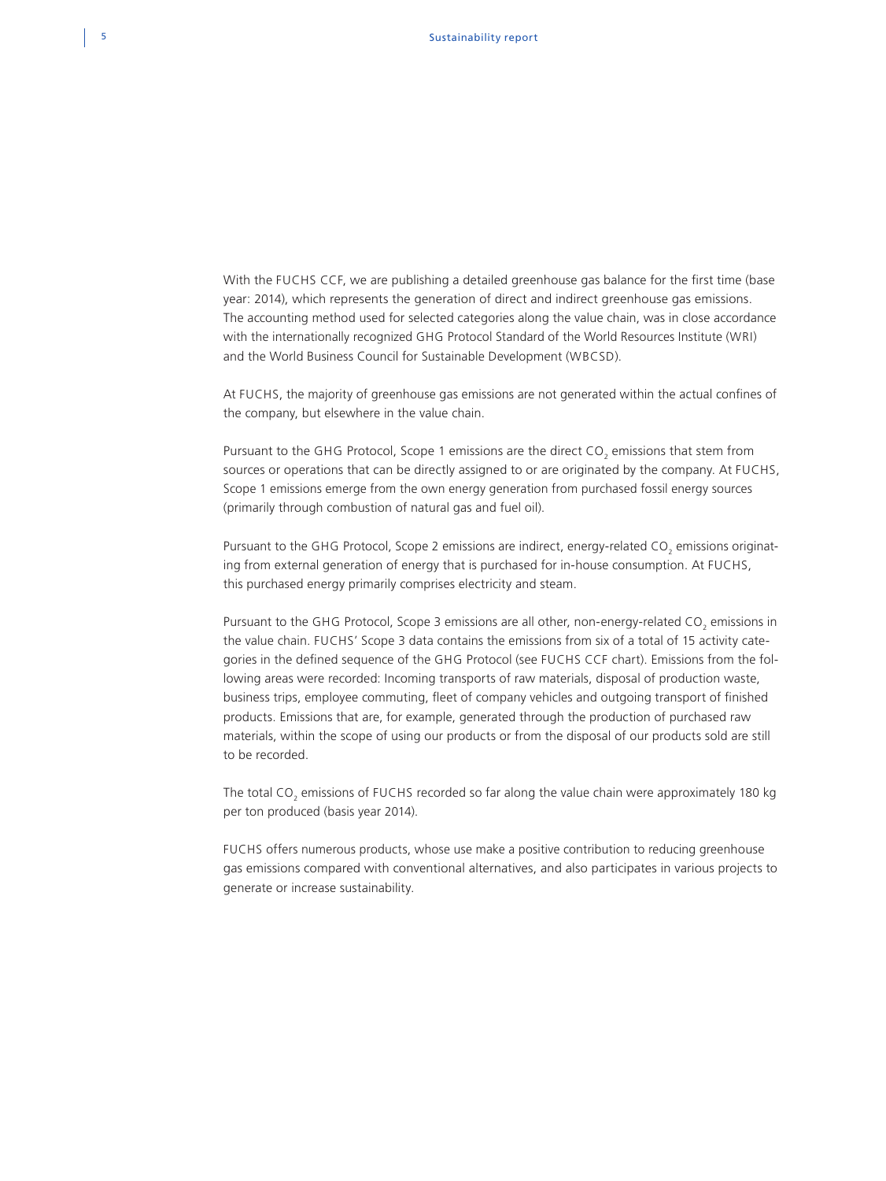With the FUCHS CCF, we are publishing a detailed greenhouse gas balance for the first time (base year: 2014), which represents the generation of direct and indirect greenhouse gas emissions. The accounting method used for selected categories along the value chain, was in close accordance with the internationally recognized GHG Protocol Standard of the World Resources Institute (WRI) and the World Business Council for Sustainable Development (WBCSD).

At FUCHS, the majority of greenhouse gas emissions are not generated within the actual confines of the company, but elsewhere in the value chain.

Pursuant to the GHG Protocol, Scope 1 emissions are the direct $CO_2$ emissions that stem from sources or operations that can be directly assigned to or are originated by the company. At FUCHS, Scope 1 emissions emerge from the own energy generation from purchased fossil energy sources (primarily through combustion of natural gas and fuel oil).

Pursuant to the GHG Protocol, Scope 2 emissions are indirect, energy-related $CO_2$ emissions originating from external generation of energy that is purchased for in-house consumption. At FUCHS, this purchased energy primarily comprises electricity and steam.

Pursuant to the GHG Protocol, Scope 3 emissions are all other, non-energy-related $CO_2$ emissions in the value chain. FUCHS' Scope 3 data contains the emissions from six of a total of 15 activity categories in the defined sequence of the GHG Protocol (see FUCHS CCF chart). Emissions from the following areas were recorded: Incoming transports of raw materials, disposal of production waste, business trips, employee commuting, fleet of company vehicles and outgoing transport of finished products. Emissions that are, for example, generated through the production of purchased raw materials, within the scope of using our products or from the disposal of our products sold are still to be recorded.

The total $CO_2$ emissions of FUCHS recorded so far along the value chain were approximately 180 kg per ton produced (basis year 2014).

FUCHS offers numerous products, whose use make a positive contribution to reducing greenhouse gas emissions compared with conventional alternatives, and also participates in various projects to generate or increase sustainability.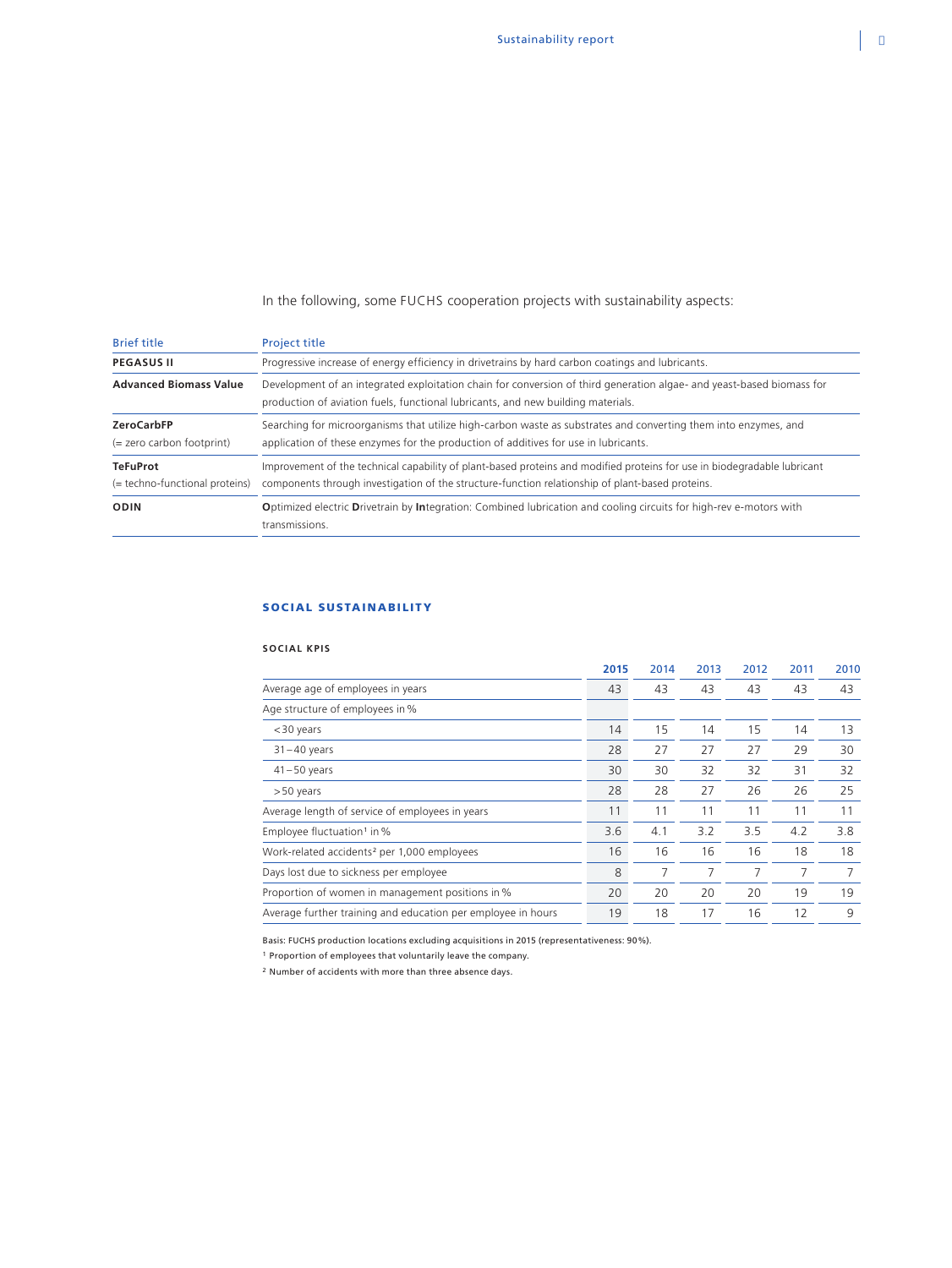In the following, some FUCHS cooperation projects with sustainability aspects:

| Brief title | Project title |
| --- | --- |
| **PEGASUS II** | Progressive increase of energy efficiency in drivetrains by hard carbon coatings and lubricants. |
| **Advanced Biomass Value** | Development of an integrated exploitation chain for conversion of third generation algae- and yeast-based biomass for production of aviation fuels, functional lubricants, and new building materials. |
| **ZeroCarbFP** (= zero carbon footprint) | Searching for microorganisms that utilize high-carbon waste as substrates and converting them into enzymes, and application of these enzymes for the production of additives for use in lubricants. |
| **TeFuProt** (= techno-functional proteins) | Improvement of the technical capability of plant-based proteins and modified proteins for use in biodegradable lubricant components through investigation of the structure-function relationship of plant-based proteins. |
| **ODIN** | **O**ptimized electric **D**rivetrain by **In**tegration: Combined lubrication and cooling circuits for high-rev e-motors with transmissions. |

## SOCIAL SUSTAINABILITY

### SOCIAL KPIS

| | 2015 | 2014 | 2013 | 2012 | 2011 | 2010 |
| --- | --- | --- | --- | --- | --- | --- |
| Average age of employees in years | 43 | 43 | 43 | 43 | 43 | 43 |
| Age structure of employees in % | | | | | | |
| < 30 years | 14 | 15 | 14 | 15 | 14 | 13 |
| 31 – 40 years | 28 | 27 | 27 | 27 | 29 | 30 |
| 41 – 50 years | 30 | 30 | 32 | 32 | 31 | 32 |
| > 50 years | 28 | 28 | 27 | 26 | 26 | 25 |
| Average length of service of employees in years | 11 | 11 | 11 | 11 | 11 | 11 |
| Employee fluctuation[1] in % | 3.6 | 4.1 | 3.2 | 3.5 | 4.2 | 3.8 |
| Work-related accidents[2] per 1,000 employees | 16 | 16 | 16 | 16 | 18 | 18 |
| Days lost due to sickness per employee | 8 | 7 | 7 | 7 | 7 | 7 |
| Proportion of women in management positions in % | 20 | 20 | 20 | 20 | 19 | 19 |
| Average further training and education per employee in hours | 19 | 18 | 17 | 16 | 12 | 9 |

Basis: FUCHS production locations excluding acquisitions in 2015 (representativeness: 90 %).

[1] Proportion of employees that voluntarily leave the company.

[2] Number of accidents with more than three absence days.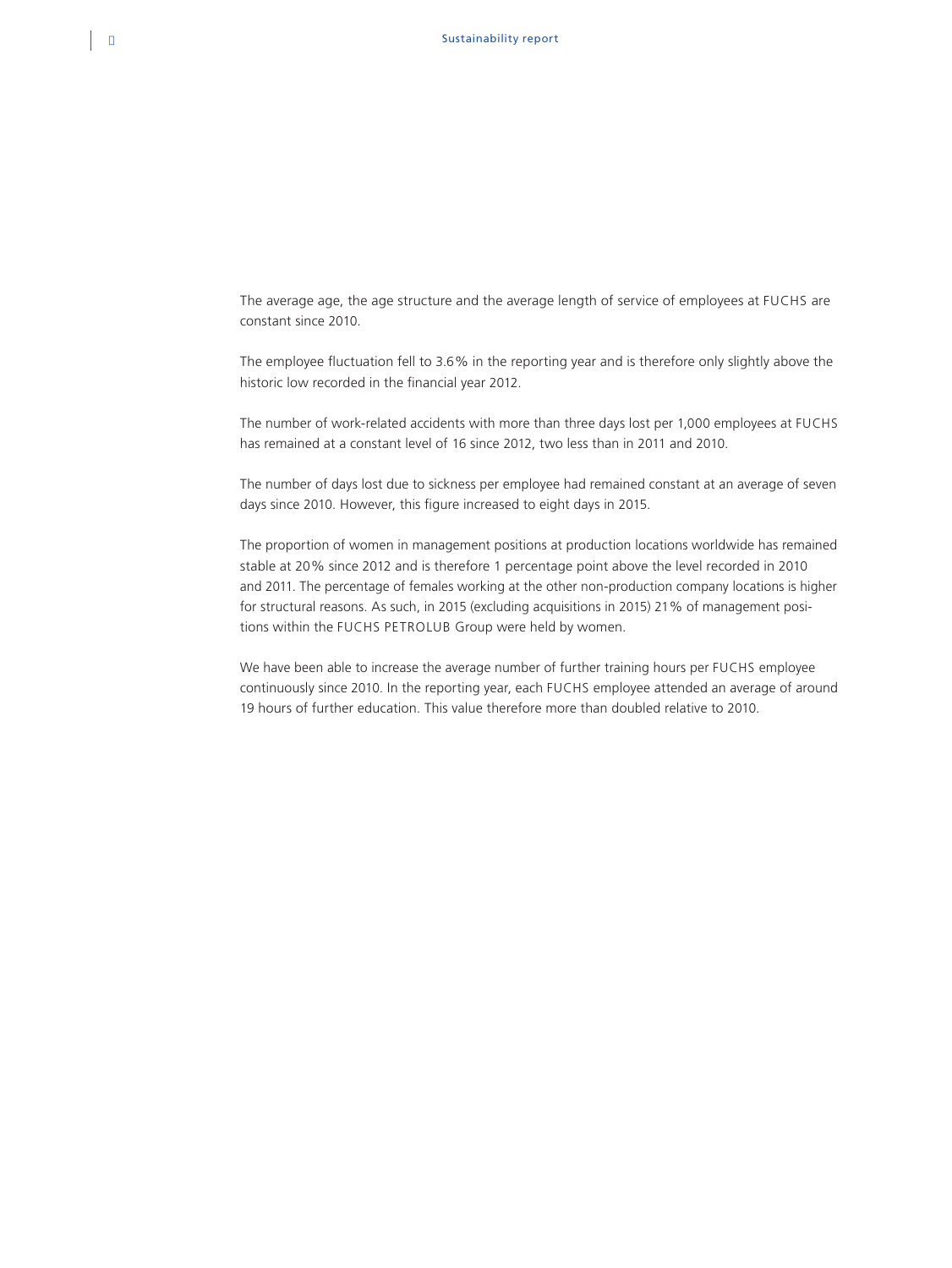The average age, the age structure and the average length of service of employees at FUCHS are constant since 2010.

The employee fluctuation fell to 3.6% in the reporting year and is therefore only slightly above the historic low recorded in the financial year 2012.

The number of work-related accidents with more than three days lost per 1,000 employees at FUCHS has remained at a constant level of 16 since 2012, two less than in 2011 and 2010.

The number of days lost due to sickness per employee had remained constant at an average of seven days since 2010. However, this figure increased to eight days in 2015.

The proportion of women in management positions at production locations worldwide has remained stable at 20% since 2012 and is therefore 1 percentage point above the level recorded in 2010 and 2011. The percentage of females working at the other non-production company locations is higher for structural reasons. As such, in 2015 (excluding acquisitions in 2015) 21% of management positions within the FUCHS PETROLUB Group were held by women.

We have been able to increase the average number of further training hours per FUCHS employee continuously since 2010. In the reporting year, each FUCHS employee attended an average of around 19 hours of further education. This value therefore more than doubled relative to 2010.